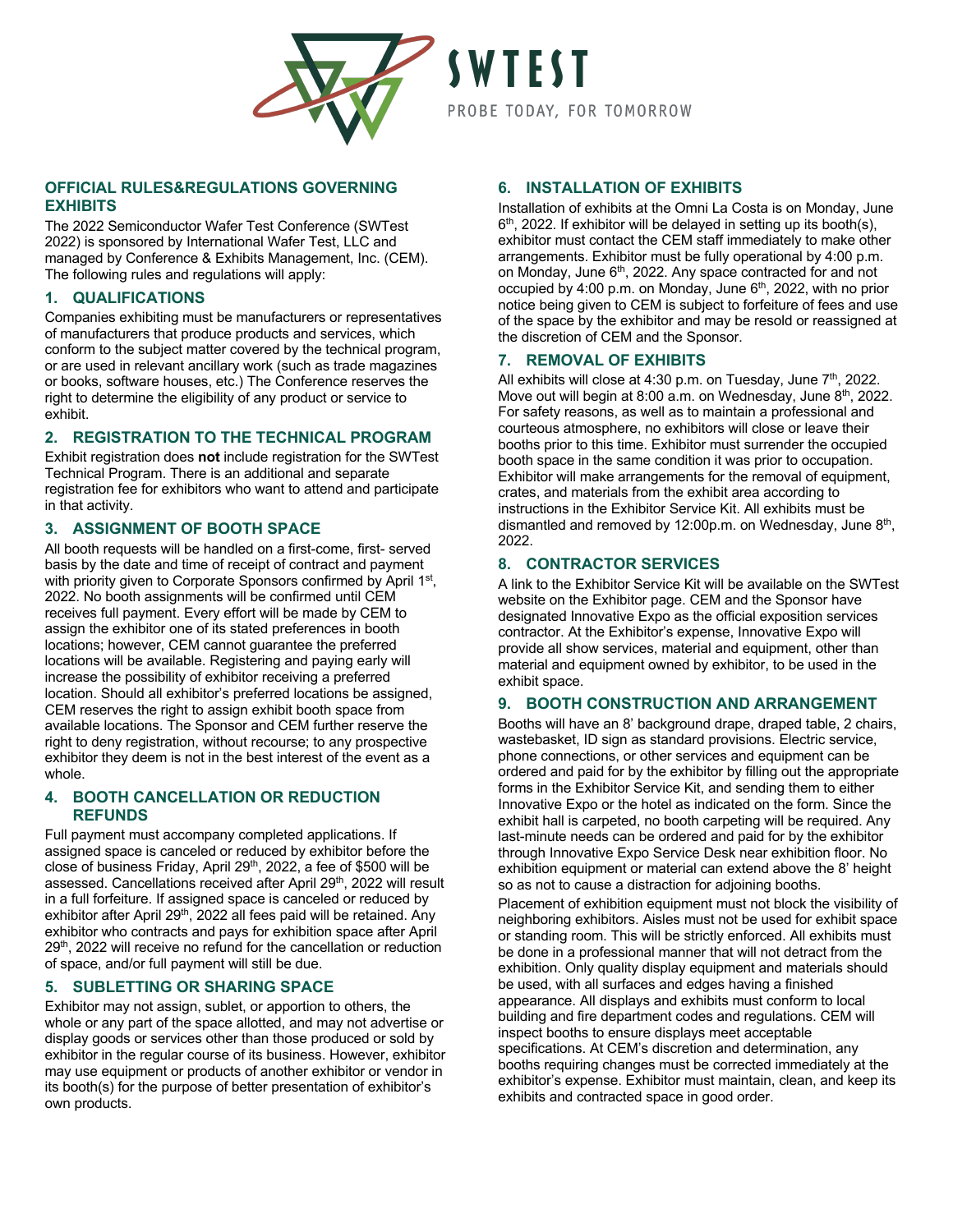SWTEST

PROBE TODAY, FOR TOMORROW

## OFFICIAL RULES&REGULATIONS GOVERNING EXHIBITS

The 2022 Semiconductor Wafer Test Conference (SWTest 2022) is sponsored by International Wafer Test, LLC and managed by Conference & Exhibits Management, Inc. (CEM). The following rules and regulations will apply:

### 1. QUALIFICATIONS

Companies exhibiting must be manufacturers or representatives of manufacturers that produce products and services, which conform to the subject matter covered by the technical program, or are used in relevant ancillary work (such as trade magazines or books, software houses, etc.) The Conference reserves the right to determine the eligibility of any product or service to exhibit.

### 2. REGISTRATION TO THE TECHNICAL PROGRAM

Exhibit registration does **not** include registration for the SWTest Technical Program. There is an additional and separate registration fee for exhibitors who want to attend and participate in that activity.

### 3. ASSIGNMENT OF BOOTH SPACE

All booth requests will be handled on a first-come, first- served basis by the date and time of receipt of contract and payment with priority given to Corporate Sponsors confirmed by April 1st, 2022. No booth assignments will be confirmed until CEM receives full payment. Every effort will be made by CEM to assign the exhibitor one of its stated preferences in booth locations; however, CEM cannot guarantee the preferred locations will be available. Registering and paying early will increase the possibility of exhibitor receiving a preferred location. Should all exhibitor's preferred locations be assigned, CEM reserves the right to assign exhibit booth space from available locations. The Sponsor and CEM further reserve the right to deny registration, without recourse; to any prospective exhibitor they deem is not in the best interest of the event as a whole.

### 4. BOOTH CANCELLATION OR REDUCTION REFUNDS

Full payment must accompany completed applications. If assigned space is canceled or reduced by exhibitor before the close of business Friday, April 29th, 2022, a fee of $500 will be assessed. Cancellations received after April 29th, 2022 will result in a full forfeiture. If assigned space is canceled or reduced by exhibitor after April 29th, 2022 all fees paid will be retained. Any exhibitor who contracts and pays for exhibition space after April 29th, 2022 will receive no refund for the cancellation or reduction of space, and/or full payment will still be due.

### 5. SUBLETTING OR SHARING SPACE

Exhibitor may not assign, sublet, or apportion to others, the whole or any part of the space allotted, and may not advertise or display goods or services other than those produced or sold by exhibitor in the regular course of its business. However, exhibitor may use equipment or products of another exhibitor or vendor in its booth(s) for the purpose of better presentation of exhibitor's own products.

### 6. INSTALLATION OF EXHIBITS

Installation of exhibits at the Omni La Costa is on Monday, June 6th, 2022. If exhibitor will be delayed in setting up its booth(s), exhibitor must contact the CEM staff immediately to make other arrangements. Exhibitor must be fully operational by 4:00 p.m. on Monday, June 6th, 2022. Any space contracted for and not occupied by 4:00 p.m. on Monday, June 6th, 2022, with no prior notice being given to CEM is subject to forfeiture of fees and use of the space by the exhibitor and may be resold or reassigned at the discretion of CEM and the Sponsor.

### 7. REMOVAL OF EXHIBITS

All exhibits will close at 4:30 p.m. on Tuesday, June 7th, 2022. Move out will begin at 8:00 a.m. on Wednesday, June 8th, 2022. For safety reasons, as well as to maintain a professional and courteous atmosphere, no exhibitors will close or leave their booths prior to this time. Exhibitor must surrender the occupied booth space in the same condition it was prior to occupation. Exhibitor will make arrangements for the removal of equipment, crates, and materials from the exhibit area according to instructions in the Exhibitor Service Kit. All exhibits must be dismantled and removed by 12:00p.m. on Wednesday, June 8th, 2022.

### 8. CONTRACTOR SERVICES

A link to the Exhibitor Service Kit will be available on the SWTest website on the Exhibitor page. CEM and the Sponsor have designated Innovative Expo as the official exposition services contractor. At the Exhibitor's expense, Innovative Expo will provide all show services, material and equipment, other than material and equipment owned by exhibitor, to be used in the exhibit space.

### 9. BOOTH CONSTRUCTION AND ARRANGEMENT

Booths will have an 8' background drape, draped table, 2 chairs, wastebasket, ID sign as standard provisions. Electric service, phone connections, or other services and equipment can be ordered and paid for by the exhibitor by filling out the appropriate forms in the Exhibitor Service Kit, and sending them to either Innovative Expo or the hotel as indicated on the form. Since the exhibit hall is carpeted, no booth carpeting will be required. Any last-minute needs can be ordered and paid for by the exhibitor through Innovative Expo Service Desk near exhibition floor. No exhibition equipment or material can extend above the 8' height so as not to cause a distraction for adjoining booths.

Placement of exhibition equipment must not block the visibility of neighboring exhibitors. Aisles must not be used for exhibit space or standing room. This will be strictly enforced. All exhibits must be done in a professional manner that will not detract from the exhibition. Only quality display equipment and materials should be used, with all surfaces and edges having a finished appearance. All displays and exhibits must conform to local building and fire department codes and regulations. CEM will inspect booths to ensure displays meet acceptable specifications. At CEM's discretion and determination, any booths requiring changes must be corrected immediately at the exhibitor's expense. Exhibitor must maintain, clean, and keep its exhibits and contracted space in good order.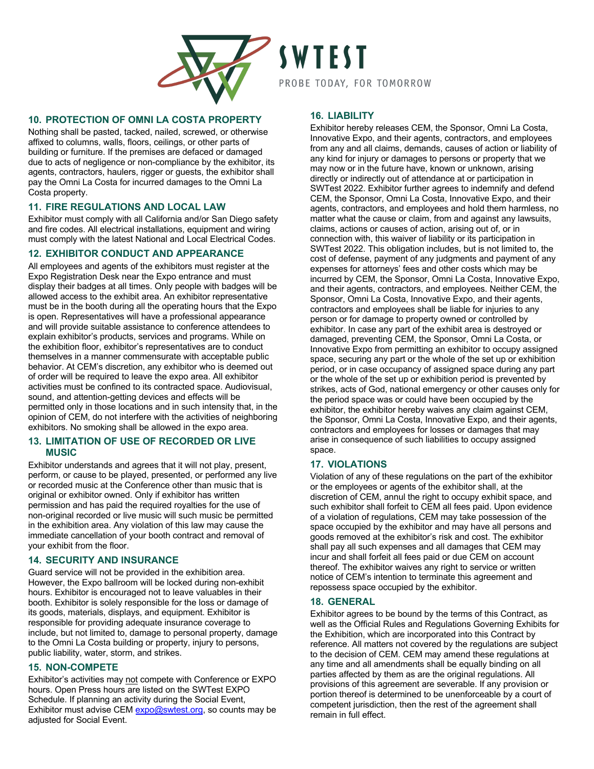SWTEST

PROBE TODAY, FOR TOMORROW

## 10. PROTECTION OF OMNI LA COSTA PROPERTY

Nothing shall be pasted, tacked, nailed, screwed, or otherwise affixed to columns, walls, floors, ceilings, or other parts of building or furniture. If the premises are defaced or damaged due to acts of negligence or non-compliance by the exhibitor, its agents, contractors, haulers, rigger or guests, the exhibitor shall pay the Omni La Costa for incurred damages to the Omni La Costa property.

## 11. FIRE REGULATIONS AND LOCAL LAW

Exhibitor must comply with all California and/or San Diego safety and fire codes. All electrical installations, equipment and wiring must comply with the latest National and Local Electrical Codes.

## 12. EXHIBITOR CONDUCT AND APPEARANCE

All employees and agents of the exhibitors must register at the Expo Registration Desk near the Expo entrance and must display their badges at all times. Only people with badges will be allowed access to the exhibit area. An exhibitor representative must be in the booth during all the operating hours that the Expo is open. Representatives will have a professional appearance and will provide suitable assistance to conference attendees to explain exhibitor's products, services and programs. While on the exhibition floor, exhibitor's representatives are to conduct themselves in a manner commensurate with acceptable public behavior. At CEM's discretion, any exhibitor who is deemed out of order will be required to leave the expo area. All exhibitor activities must be confined to its contracted space. Audiovisual, sound, and attention-getting devices and effects will be permitted only in those locations and in such intensity that, in the opinion of CEM, do not interfere with the activities of neighboring exhibitors. No smoking shall be allowed in the expo area.

## 13. LIMITATION OF USE OF RECORDED OR LIVE MUSIC

Exhibitor understands and agrees that it will not play, present, perform, or cause to be played, presented, or performed any live or recorded music at the Conference other than music that is original or exhibitor owned. Only if exhibitor has written permission and has paid the required royalties for the use of non-original recorded or live music will such music be permitted in the exhibition area. Any violation of this law may cause the immediate cancellation of your booth contract and removal of your exhibit from the floor.

## 14. SECURITY AND INSURANCE

Guard service will not be provided in the exhibition area. However, the Expo ballroom will be locked during non-exhibit hours. Exhibitor is encouraged not to leave valuables in their booth. Exhibitor is solely responsible for the loss or damage of its goods, materials, displays, and equipment. Exhibitor is responsible for providing adequate insurance coverage to include, but not limited to, damage to personal property, damage to the Omni La Costa building or property, injury to persons, public liability, water, storm, and strikes.

## 15. NON-COMPETE

Exhibitor's activities may not compete with Conference or EXPO hours. Open Press hours are listed on the SWTest EXPO Schedule. If planning an activity during the Social Event, Exhibitor must advise CEM expo@swtest.org, so counts may be adjusted for Social Event.

## 16. LIABILITY

Exhibitor hereby releases CEM, the Sponsor, Omni La Costa, Innovative Expo, and their agents, contractors, and employees from any and all claims, demands, causes of action or liability of any kind for injury or damages to persons or property that we may now or in the future have, known or unknown, arising directly or indirectly out of attendance at or participation in SWTest 2022. Exhibitor further agrees to indemnify and defend CEM, the Sponsor, Omni La Costa, Innovative Expo, and their agents, contractors, and employees and hold them harmless, no matter what the cause or claim, from and against any lawsuits, claims, actions or causes of action, arising out of, or in connection with, this waiver of liability or its participation in SWTest 2022. This obligation includes, but is not limited to, the cost of defense, payment of any judgments and payment of any expenses for attorneys' fees and other costs which may be incurred by CEM, the Sponsor, Omni La Costa, Innovative Expo, and their agents, contractors, and employees. Neither CEM, the Sponsor, Omni La Costa, Innovative Expo, and their agents, contractors and employees shall be liable for injuries to any person or for damage to property owned or controlled by exhibitor. In case any part of the exhibit area is destroyed or damaged, preventing CEM, the Sponsor, Omni La Costa, or Innovative Expo from permitting an exhibitor to occupy assigned space, securing any part or the whole of the set up or exhibition period, or in case occupancy of assigned space during any part or the whole of the set up or exhibition period is prevented by strikes, acts of God, national emergency or other causes only for the period space was or could have been occupied by the exhibitor, the exhibitor hereby waives any claim against CEM, the Sponsor, Omni La Costa, Innovative Expo, and their agents, contractors and employees for losses or damages that may arise in consequence of such liabilities to occupy assigned space.

## 17. VIOLATIONS

Violation of any of these regulations on the part of the exhibitor or the employees or agents of the exhibitor shall, at the discretion of CEM, annul the right to occupy exhibit space, and such exhibitor shall forfeit to CEM all fees paid. Upon evidence of a violation of regulations, CEM may take possession of the space occupied by the exhibitor and may have all persons and goods removed at the exhibitor's risk and cost. The exhibitor shall pay all such expenses and all damages that CEM may incur and shall forfeit all fees paid or due CEM on account thereof. The exhibitor waives any right to service or written notice of CEM's intention to terminate this agreement and repossess space occupied by the exhibitor.

## 18. GENERAL

Exhibitor agrees to be bound by the terms of this Contract, as well as the Official Rules and Regulations Governing Exhibits for the Exhibition, which are incorporated into this Contract by reference. All matters not covered by the regulations are subject to the decision of CEM. CEM may amend these regulations at any time and all amendments shall be equally binding on all parties affected by them as are the original regulations. All provisions of this agreement are severable. If any provision or portion thereof is determined to be unenforceable by a court of competent jurisdiction, then the rest of the agreement shall remain in full effect.